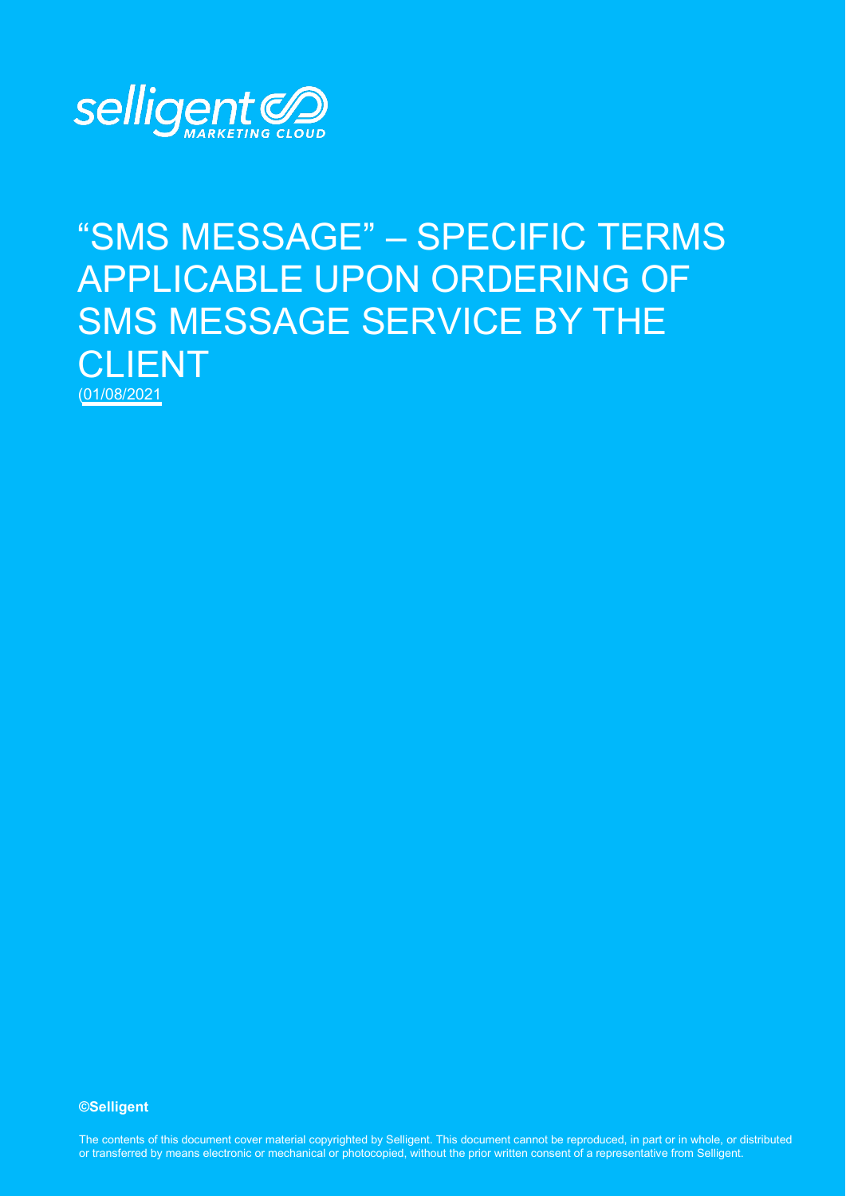selligent MARKETING CLOUD

# "SMS MESSAGE" – SPECIFIC TERMS APPLICABLE UPON ORDERING OF SMS MESSAGE SERVICE BY THE CLIENT

(01/08/2021

**©Selligent**

The contents of this document cover material copyrighted by Selligent. This document cannot be reproduced, in part or in whole, or distributed or transferred by means electronic or mechanical or photocopied, without the prior written consent of a representative from Selligent.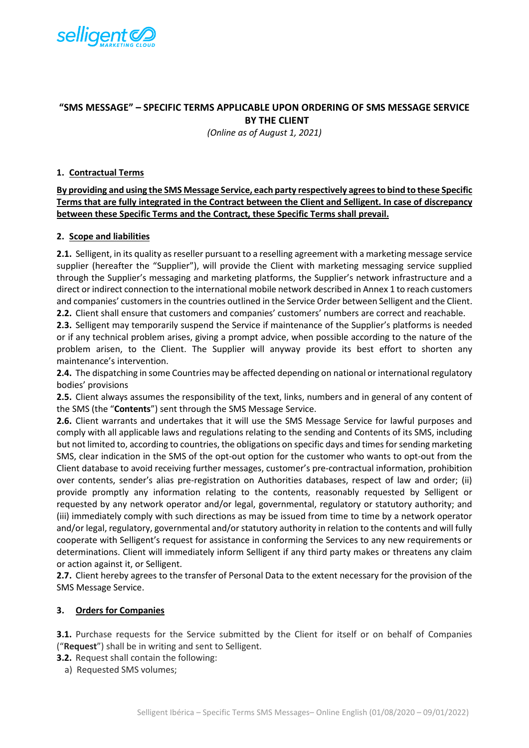# "SMS MESSAGE" – SPECIFIC TERMS APPLICABLE UPON ORDERING OF SMS MESSAGE SERVICE BY THE CLIENT

*(Online as of August 1, 2021)*

## 1. Contractual Terms

**By providing and using the SMS Message Service, each party respectively agrees to bind to these Specific Terms that are fully integrated in the Contract between the Client and Selligent. In case of discrepancy between these Specific Terms and the Contract, these Specific Terms shall prevail.**

## 2. Scope and liabilities

**2.1.** Selligent, in its quality as reseller pursuant to a reselling agreement with a marketing message service supplier (hereafter the "Supplier"), will provide the Client with marketing messaging service supplied through the Supplier's messaging and marketing platforms, the Supplier's network infrastructure and a direct or indirect connection to the international mobile network described in Annex 1 to reach customers and companies' customers in the countries outlined in the Service Order between Selligent and the Client.

**2.2.** Client shall ensure that customers and companies' customers' numbers are correct and reachable.

**2.3.** Selligent may temporarily suspend the Service if maintenance of the Supplier's platforms is needed or if any technical problem arises, giving a prompt advice, when possible according to the nature of the problem arisen, to the Client. The Supplier will anyway provide its best effort to shorten any maintenance's intervention.

**2.4.** The dispatching in some Countries may be affected depending on national or international regulatory bodies' provisions

**2.5.** Client always assumes the responsibility of the text, links, numbers and in general of any content of the SMS (the "**Contents**") sent through the SMS Message Service.

**2.6.** Client warrants and undertakes that it will use the SMS Message Service for lawful purposes and comply with all applicable laws and regulations relating to the sending and Contents of its SMS, including but not limited to, according to countries, the obligations on specific days and times for sending marketing SMS, clear indication in the SMS of the opt-out option for the customer who wants to opt-out from the Client database to avoid receiving further messages, customer's pre-contractual information, prohibition over contents, sender's alias pre-registration on Authorities databases, respect of law and order; (ii) provide promptly any information relating to the contents, reasonably requested by Selligent or requested by any network operator and/or legal, governmental, regulatory or statutory authority; and (iii) immediately comply with such directions as may be issued from time to time by a network operator and/or legal, regulatory, governmental and/or statutory authority in relation to the contents and will fully cooperate with Selligent's request for assistance in conforming the Services to any new requirements or determinations. Client will immediately inform Selligent if any third party makes or threatens any claim or action against it, or Selligent.

**2.7.** Client hereby agrees to the transfer of Personal Data to the extent necessary for the provision of the SMS Message Service.

## 3. Orders for Companies

**3.1.** Purchase requests for the Service submitted by the Client for itself or on behalf of Companies ("**Request**") shall be in writing and sent to Selligent.

**3.2.** Request shall contain the following:

a) Requested SMS volumes;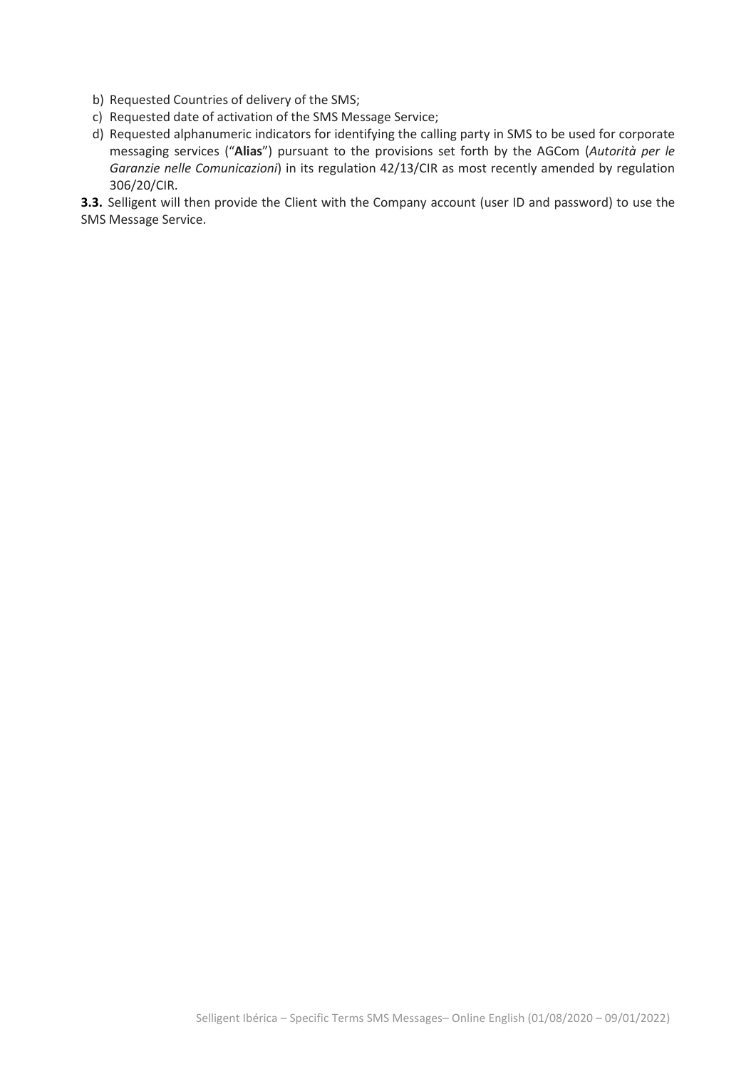b) Requested Countries of delivery of the SMS;
c) Requested date of activation of the SMS Message Service;
d) Requested alphanumeric indicators for identifying the calling party in SMS to be used for corporate messaging services ("**Alias**") pursuant to the provisions set forth by the AGCom (*Autorità per le Garanzie nelle Comunicazioni*) in its regulation 42/13/CIR as most recently amended by regulation 306/20/CIR.

**3.3.** Selligent will then provide the Client with the Company account (user ID and password) to use the SMS Message Service.